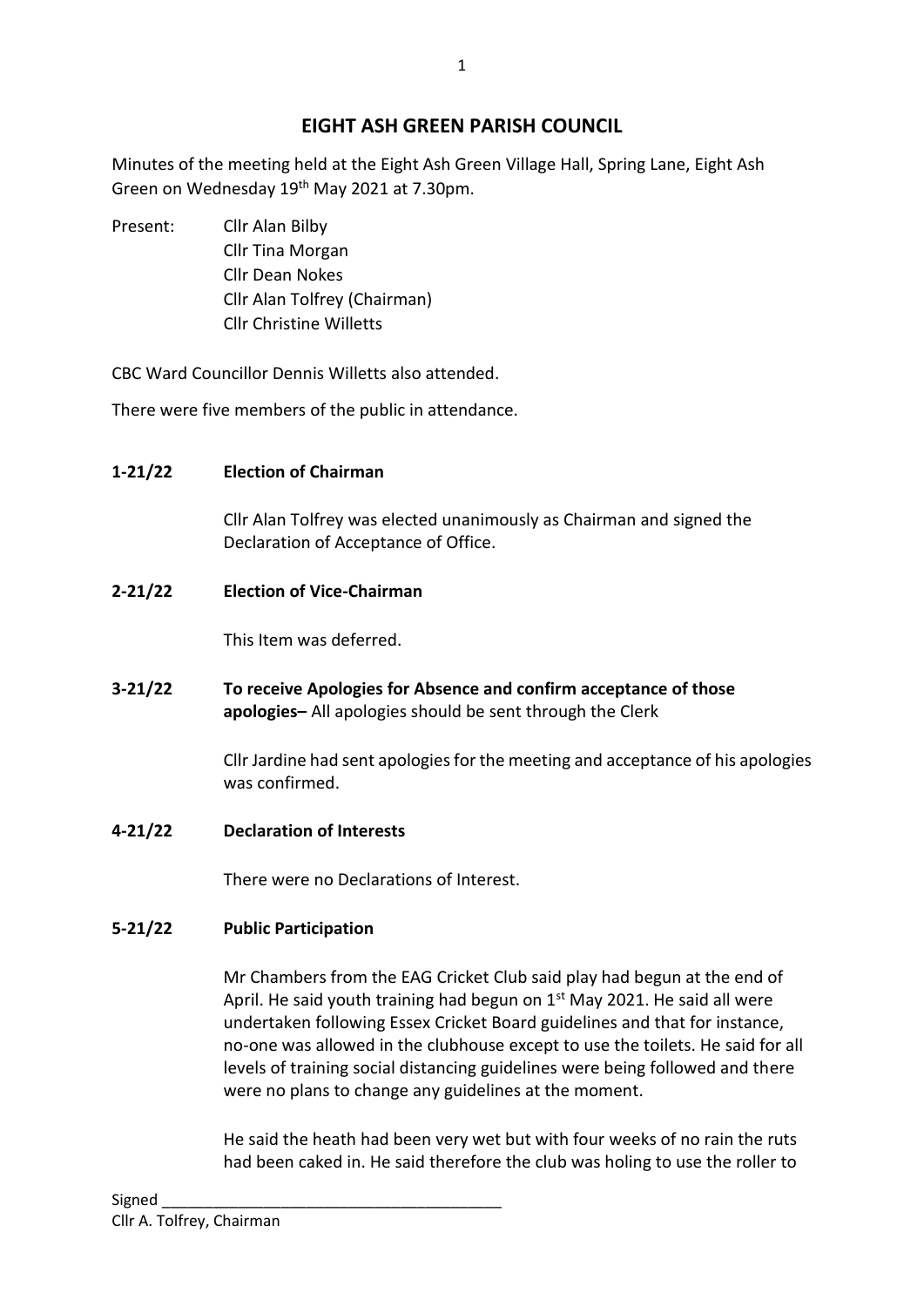# EIGHT ASH GREEN PARISH COUNCIL

Minutes of the meeting held at the Eight Ash Green Village Hall, Spring Lane, Eight Ash Green on Wednesday 19th May 2021 at 7.30pm.

Present:
- Cllr Alan Bilby
- Cllr Tina Morgan
- Cllr Dean Nokes
- Cllr Alan Tolfrey (Chairman)
- Cllr Christine Willetts

CBC Ward Councillor Dennis Willetts also attended.

There were five members of the public in attendance.

## 1-21/22 Election of Chairman

Cllr Alan Tolfrey was elected unanimously as Chairman and signed the Declaration of Acceptance of Office.

## 2-21/22 Election of Vice-Chairman

This Item was deferred.

## 3-21/22 To receive Apologies for Absence and confirm acceptance of those apologies– All apologies should be sent through the Clerk

Cllr Jardine had sent apologies for the meeting and acceptance of his apologies was confirmed.

## 4-21/22 Declaration of Interests

There were no Declarations of Interest.

## 5-21/22 Public Participation

Mr Chambers from the EAG Cricket Club said play had begun at the end of April. He said youth training had begun on 1st May 2021. He said all were undertaken following Essex Cricket Board guidelines and that for instance, no-one was allowed in the clubhouse except to use the toilets. He said for all levels of training social distancing guidelines were being followed and there were no plans to change any guidelines at the moment.

He said the heath had been very wet but with four weeks of no rain the ruts had been caked in. He said therefore the club was holing to use the roller to

Signed ________________________________________
Cllr A. Tolfrey, Chairman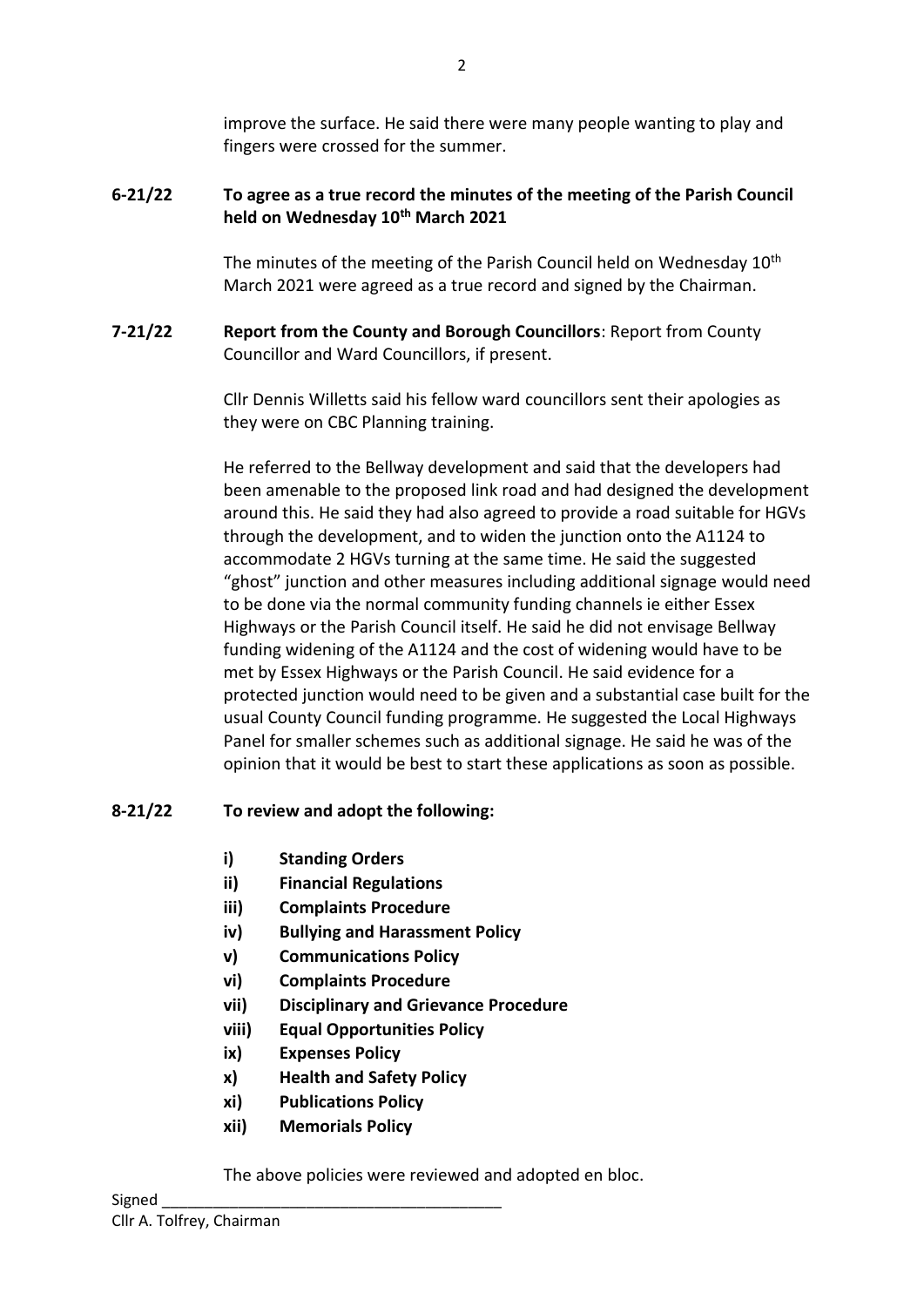improve the surface. He said there were many people wanting to play and fingers were crossed for the summer.

**6-21/22 To agree as a true record the minutes of the meeting of the Parish Council held on Wednesday 10th March 2021**

The minutes of the meeting of the Parish Council held on Wednesday 10th March 2021 were agreed as a true record and signed by the Chairman.

**7-21/22 Report from the County and Borough Councillors**: Report from County Councillor and Ward Councillors, if present.

Cllr Dennis Willetts said his fellow ward councillors sent their apologies as they were on CBC Planning training.

He referred to the Bellway development and said that the developers had been amenable to the proposed link road and had designed the development around this. He said they had also agreed to provide a road suitable for HGVs through the development, and to widen the junction onto the A1124 to accommodate 2 HGVs turning at the same time. He said the suggested "ghost" junction and other measures including additional signage would need to be done via the normal community funding channels ie either Essex Highways or the Parish Council itself. He said he did not envisage Bellway funding widening of the A1124 and the cost of widening would have to be met by Essex Highways or the Parish Council. He said evidence for a protected junction would need to be given and a substantial case built for the usual County Council funding programme. He suggested the Local Highways Panel for smaller schemes such as additional signage. He said he was of the opinion that it would be best to start these applications as soon as possible.

**8-21/22 To review and adopt the following:**

- **i) Standing Orders**
- **ii) Financial Regulations**
- **iii) Complaints Procedure**
- **iv) Bullying and Harassment Policy**
- **v) Communications Policy**
- **vi) Complaints Procedure**
- **vii) Disciplinary and Grievance Procedure**
- **viii) Equal Opportunities Policy**
- **ix) Expenses Policy**
- **x) Health and Safety Policy**
- **xi) Publications Policy**
- **xii) Memorials Policy**

The above policies were reviewed and adopted en bloc.

Signed ______________________________________
Cllr A. Tolfrey, Chairman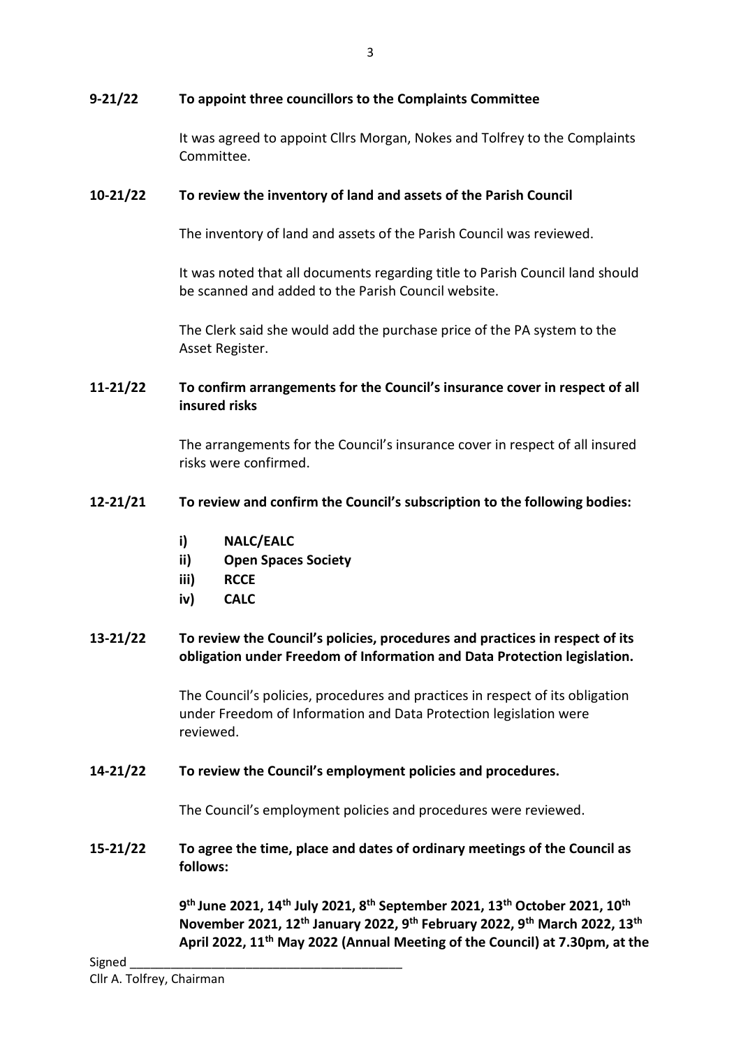**9-21/22 To appoint three councillors to the Complaints Committee**

It was agreed to appoint Cllrs Morgan, Nokes and Tolfrey to the Complaints Committee.

**10-21/22 To review the inventory of land and assets of the Parish Council**

The inventory of land and assets of the Parish Council was reviewed.

It was noted that all documents regarding title to Parish Council land should be scanned and added to the Parish Council website.

The Clerk said she would add the purchase price of the PA system to the Asset Register.

**11-21/22 To confirm arrangements for the Council's insurance cover in respect of all insured risks**

The arrangements for the Council's insurance cover in respect of all insured risks were confirmed.

**12-21/21 To review and confirm the Council's subscription to the following bodies:**

- **i) NALC/EALC**
- **ii) Open Spaces Society**
- **iii) RCCE**
- **iv) CALC**

**13-21/22 To review the Council's policies, procedures and practices in respect of its obligation under Freedom of Information and Data Protection legislation.**

The Council's policies, procedures and practices in respect of its obligation under Freedom of Information and Data Protection legislation were reviewed.

**14-21/22 To review the Council's employment policies and procedures.**

The Council's employment policies and procedures were reviewed.

**15-21/22 To agree the time, place and dates of ordinary meetings of the Council as follows:**

**9th June 2021, 14th July 2021, 8th September 2021, 13th October 2021, 10th November 2021, 12th January 2022, 9th February 2022, 9th March 2022, 13th April 2022, 11th May 2022 (Annual Meeting of the Council) at 7.30pm, at the**

Signed ________________________________________
Cllr A. Tolfrey, Chairman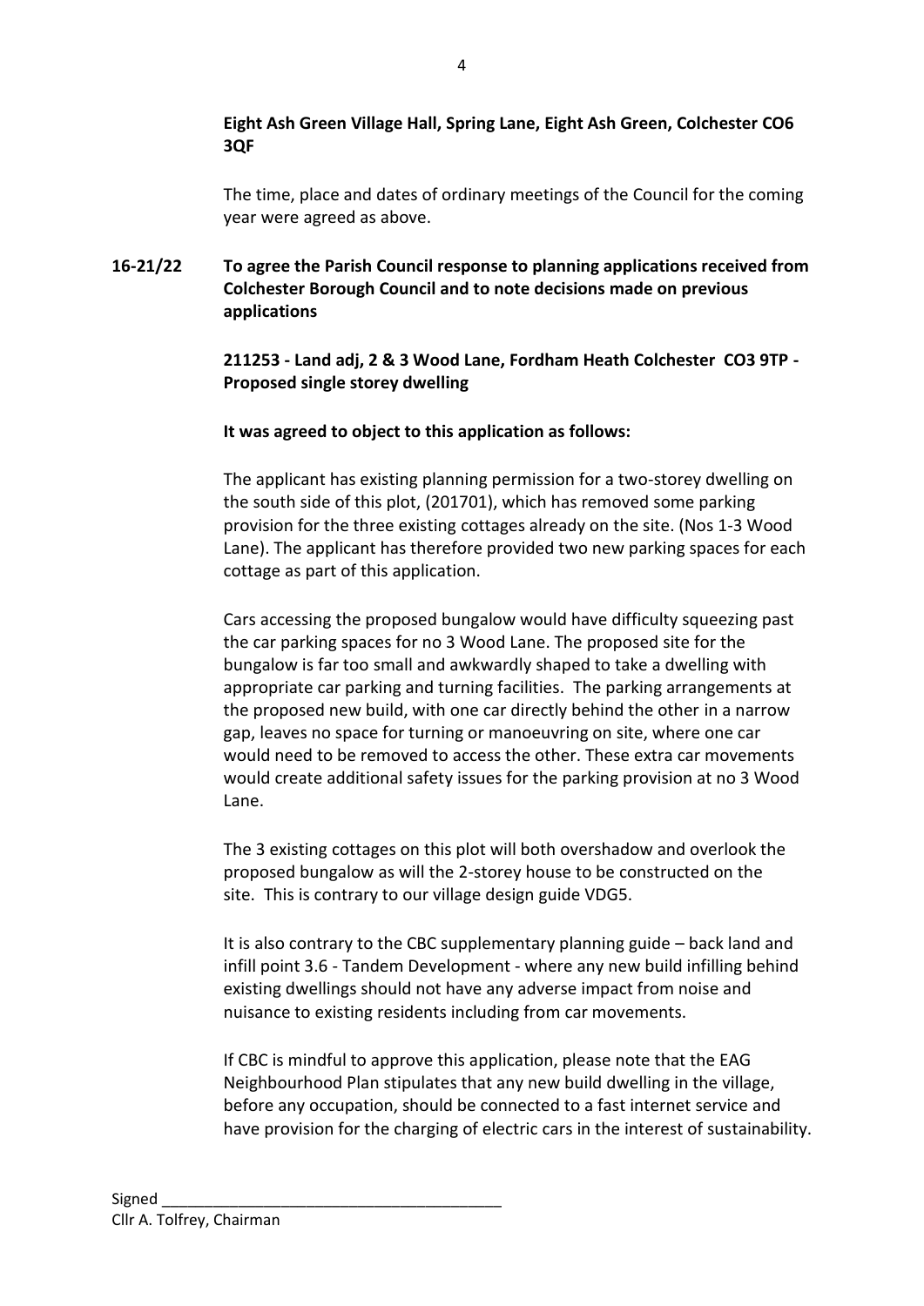**Eight Ash Green Village Hall, Spring Lane, Eight Ash Green, Colchester CO6 3QF**

The time, place and dates of ordinary meetings of the Council for the coming year were agreed as above.

**16-21/22 To agree the Parish Council response to planning applications received from Colchester Borough Council and to note decisions made on previous applications**

**211253 - Land adj, 2 & 3 Wood Lane, Fordham Heath Colchester CO3 9TP - Proposed single storey dwelling**

**It was agreed to object to this application as follows:**

The applicant has existing planning permission for a two-storey dwelling on the south side of this plot, (201701), which has removed some parking provision for the three existing cottages already on the site. (Nos 1-3 Wood Lane). The applicant has therefore provided two new parking spaces for each cottage as part of this application.

Cars accessing the proposed bungalow would have difficulty squeezing past the car parking spaces for no 3 Wood Lane. The proposed site for the bungalow is far too small and awkwardly shaped to take a dwelling with appropriate car parking and turning facilities. The parking arrangements at the proposed new build, with one car directly behind the other in a narrow gap, leaves no space for turning or manoeuvring on site, where one car would need to be removed to access the other. These extra car movements would create additional safety issues for the parking provision at no 3 Wood Lane.

The 3 existing cottages on this plot will both overshadow and overlook the proposed bungalow as will the 2-storey house to be constructed on the site. This is contrary to our village design guide VDG5.

It is also contrary to the CBC supplementary planning guide – back land and infill point 3.6 - Tandem Development - where any new build infilling behind existing dwellings should not have any adverse impact from noise and nuisance to existing residents including from car movements.

If CBC is mindful to approve this application, please note that the EAG Neighbourhood Plan stipulates that any new build dwelling in the village, before any occupation, should be connected to a fast internet service and have provision for the charging of electric cars in the interest of sustainability.

Signed ________________________________________
Cllr A. Tolfrey, Chairman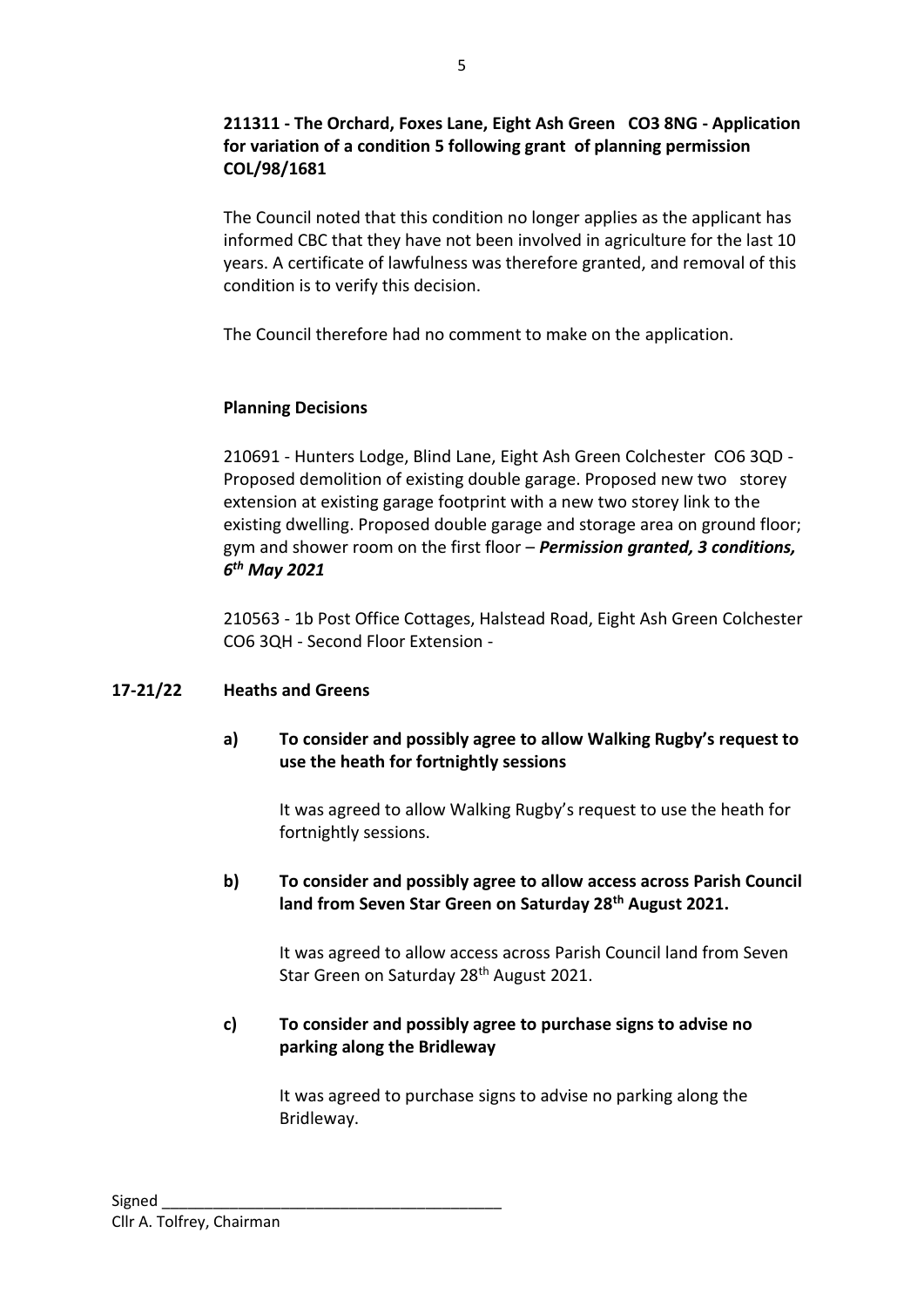**211311 - The Orchard, Foxes Lane, Eight Ash Green CO3 8NG - Application for variation of a condition 5 following grant of planning permission COL/98/1681**

The Council noted that this condition no longer applies as the applicant has informed CBC that they have not been involved in agriculture for the last 10 years. A certificate of lawfulness was therefore granted, and removal of this condition is to verify this decision.

The Council therefore had no comment to make on the application.

**Planning Decisions**

210691 - Hunters Lodge, Blind Lane, Eight Ash Green Colchester CO6 3QD - Proposed demolition of existing double garage. Proposed new two storey extension at existing garage footprint with a new two storey link to the existing dwelling. Proposed double garage and storage area on ground floor; gym and shower room on the first floor – ***Permission granted, 3 conditions, 6th May 2021***

210563 - 1b Post Office Cottages, Halstead Road, Eight Ash Green Colchester CO6 3QH - Second Floor Extension -

**17-21/22 Heaths and Greens**

**a) To consider and possibly agree to allow Walking Rugby's request to use the heath for fortnightly sessions**

It was agreed to allow Walking Rugby's request to use the heath for fortnightly sessions.

**b) To consider and possibly agree to allow access across Parish Council land from Seven Star Green on Saturday 28th August 2021.**

It was agreed to allow access across Parish Council land from Seven Star Green on Saturday 28th August 2021.

**c) To consider and possibly agree to purchase signs to advise no parking along the Bridleway**

It was agreed to purchase signs to advise no parking along the Bridleway.

Signed ________________________________________
Cllr A. Tolfrey, Chairman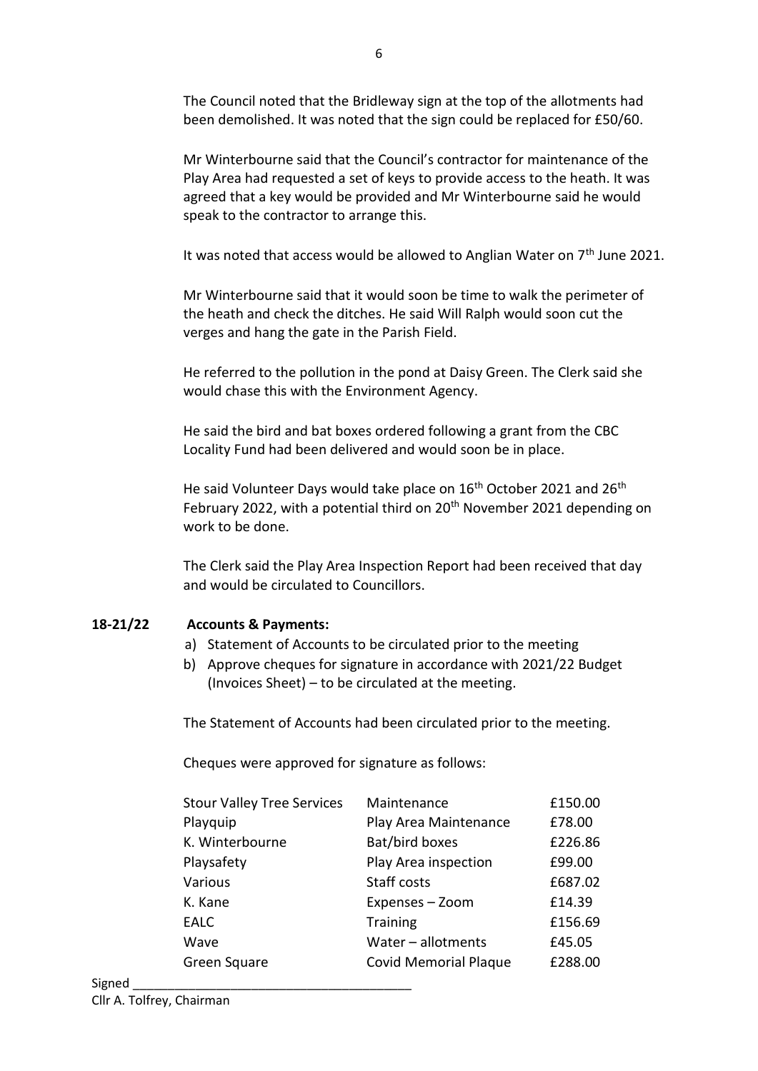The Council noted that the Bridleway sign at the top of the allotments had been demolished. It was noted that the sign could be replaced for £50/60.

Mr Winterbourne said that the Council's contractor for maintenance of the Play Area had requested a set of keys to provide access to the heath. It was agreed that a key would be provided and Mr Winterbourne said he would speak to the contractor to arrange this.

It was noted that access would be allowed to Anglian Water on 7th June 2021.

Mr Winterbourne said that it would soon be time to walk the perimeter of the heath and check the ditches. He said Will Ralph would soon cut the verges and hang the gate in the Parish Field.

He referred to the pollution in the pond at Daisy Green. The Clerk said she would chase this with the Environment Agency.

He said the bird and bat boxes ordered following a grant from the CBC Locality Fund had been delivered and would soon be in place.

He said Volunteer Days would take place on 16th October 2021 and 26th February 2022, with a potential third on 20th November 2021 depending on work to be done.

The Clerk said the Play Area Inspection Report had been received that day and would be circulated to Councillors.

**18-21/22 Accounts & Payments:**

a) Statement of Accounts to be circulated prior to the meeting
b) Approve cheques for signature in accordance with 2021/22 Budget (Invoices Sheet) – to be circulated at the meeting.

The Statement of Accounts had been circulated prior to the meeting.

Cheques were approved for signature as follows:

| | | |
|---|---|---|
| Stour Valley Tree Services | Maintenance | £150.00 |
| Playquip | Play Area Maintenance | £78.00 |
| K. Winterbourne | Bat/bird boxes | £226.86 |
| Playsafety | Play Area inspection | £99.00 |
| Various | Staff costs | £687.02 |
| K. Kane | Expenses – Zoom | £14.39 |
| EALC | Training | £156.69 |
| Wave | Water – allotments | £45.05 |
| Green Square | Covid Memorial Plaque | £288.00 |

Signed ______________________________________
Cllr A. Tolfrey, Chairman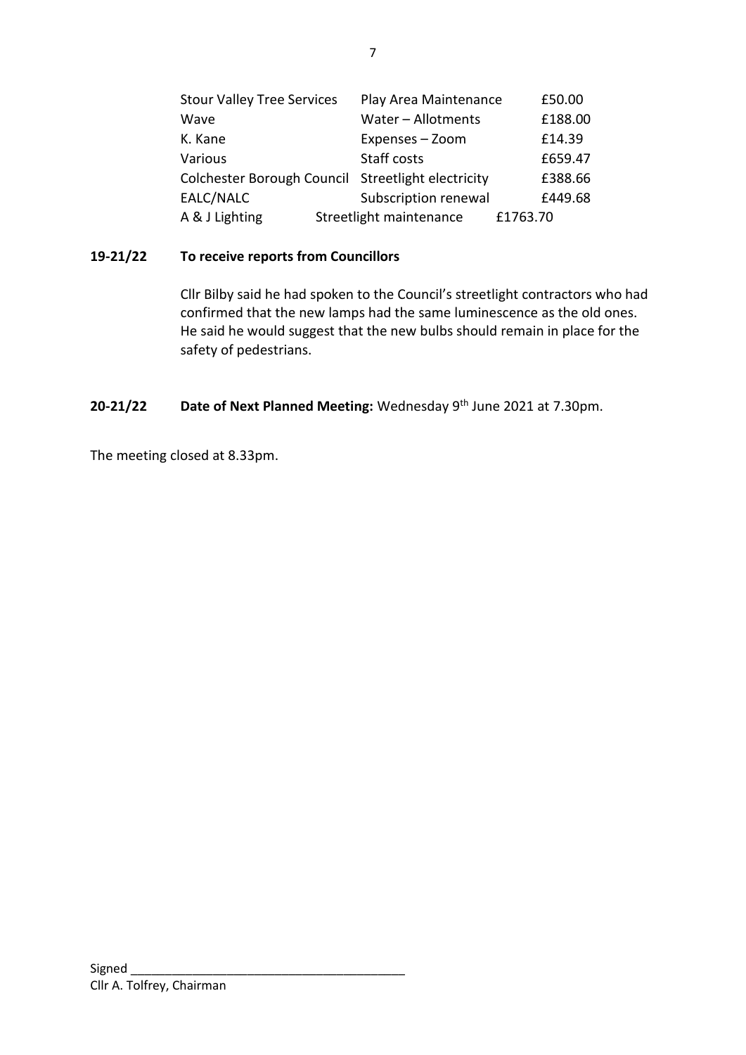| | | |
|---|---|---|
| Stour Valley Tree Services | Play Area Maintenance | £50.00 |
| Wave | Water – Allotments | £188.00 |
| K. Kane | Expenses – Zoom | £14.39 |
| Various | Staff costs | £659.47 |
| Colchester Borough Council | Streetlight electricity | £388.66 |
| EALC/NALC | Subscription renewal | £449.68 |
| A & J Lighting | Streetlight maintenance | £1763.70 |

**19-21/22 To receive reports from Councillors**

Cllr Bilby said he had spoken to the Council's streetlight contractors who had confirmed that the new lamps had the same luminescence as the old ones. He said he would suggest that the new bulbs should remain in place for the safety of pedestrians.

**20-21/22 Date of Next Planned Meeting:** Wednesday 9th June 2021 at 7.30pm.

The meeting closed at 8.33pm.

Signed \_\_\_\_\_\_\_\_\_\_\_\_\_\_\_\_\_\_\_\_\_\_\_\_\_\_\_\_\_\_\_\_\_\_\_\_\_\_\_
Cllr A. Tolfrey, Chairman